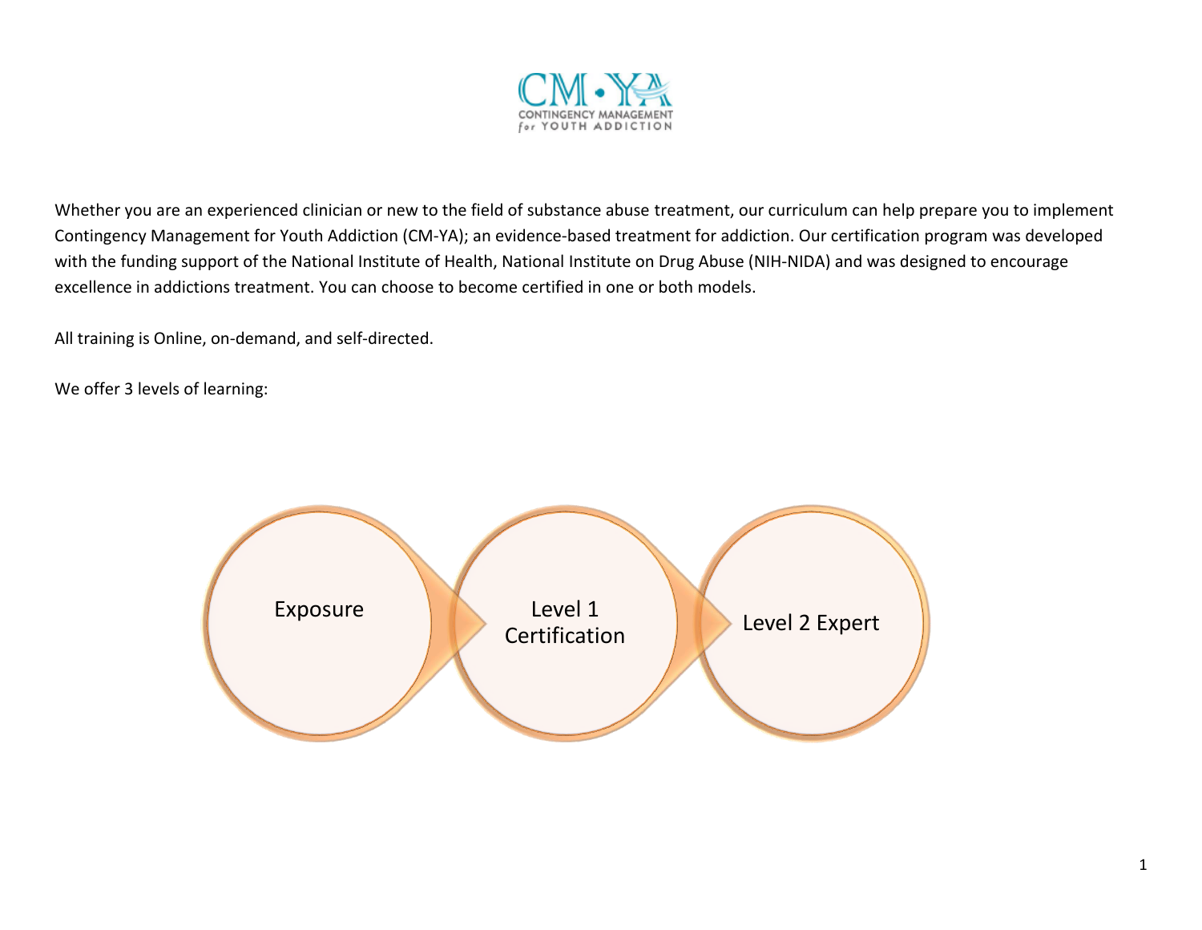CM•YA

CONTINGENCY MANAGEMENT *for* YOUTH ADDICTION

Whether you are an experienced clinician or new to the field of substance abuse treatment, our curriculum can help prepare you to implement Contingency Management for Youth Addiction (CM-YA); an evidence-based treatment for addiction. Our certification program was developed with the funding support of the National Institute of Health, National Institute on Drug Abuse (NIH-NIDA) and was designed to encourage excellence in addictions treatment. You can choose to become certified in one or both models.

All training is Online, on-demand, and self-directed.

We offer 3 levels of learning:

Exposure

Level 1 Certification

Level 2 Expert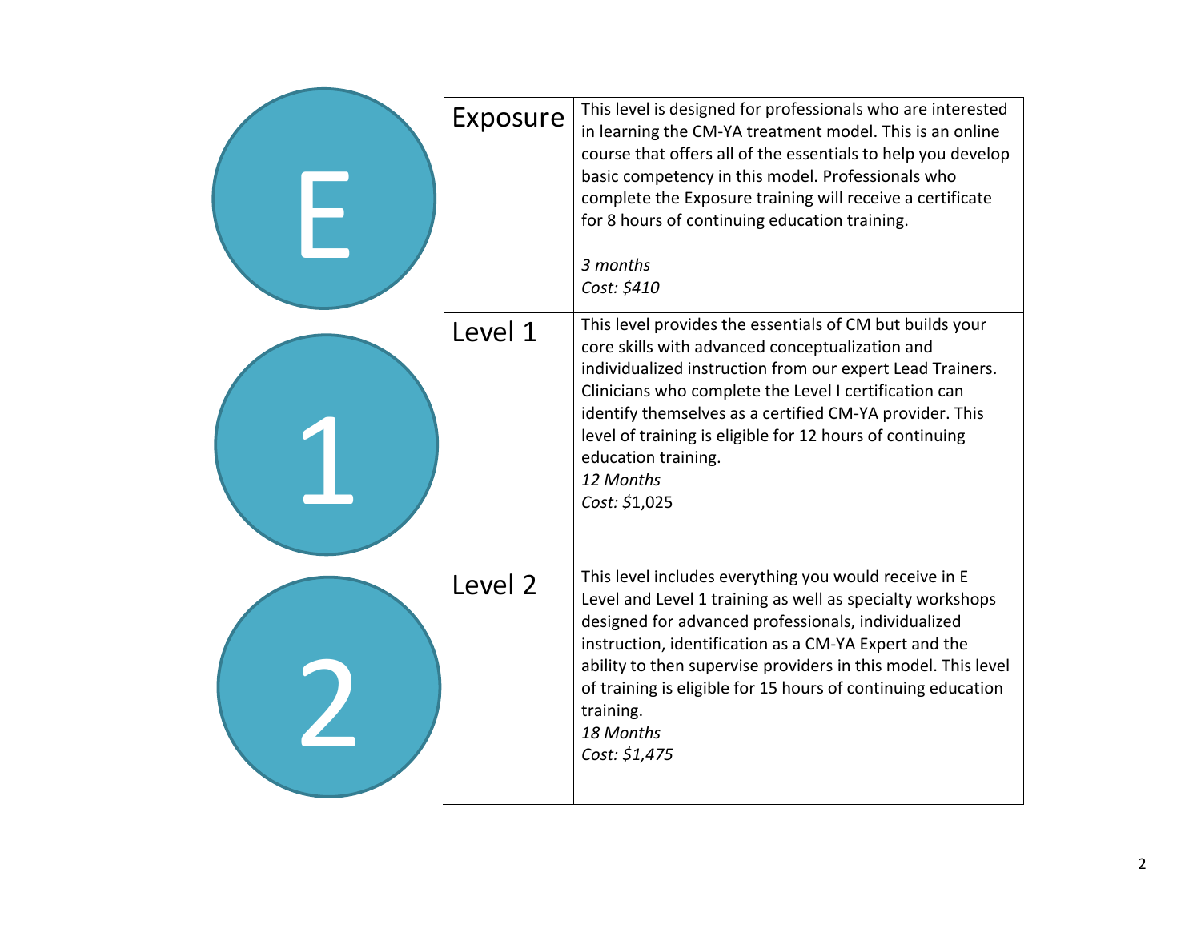| | | |
|---|---|---|
| E | Exposure | This level is designed for professionals who are interested in learning the CM-YA treatment model. This is an online course that offers all of the essentials to help you develop basic competency in this model. Professionals who complete the Exposure training will receive a certificate for 8 hours of continuing education training.<br><br>*3 months*<br>*Cost: $410* |
| 1 | Level 1 | This level provides the essentials of CM but builds your core skills with advanced conceptualization and individualized instruction from our expert Lead Trainers. Clinicians who complete the Level I certification can identify themselves as a certified CM-YA provider. This level of training is eligible for 12 hours of continuing education training.<br>*12 Months*<br>*Cost: $*1,025 |
| 2 | Level 2 | This level includes everything you would receive in E Level and Level 1 training as well as specialty workshops designed for advanced professionals, individualized instruction, identification as a CM-YA Expert and the ability to then supervise providers in this model. This level of training is eligible for 15 hours of continuing education training.<br>*18 Months*<br>*Cost: $1,475* |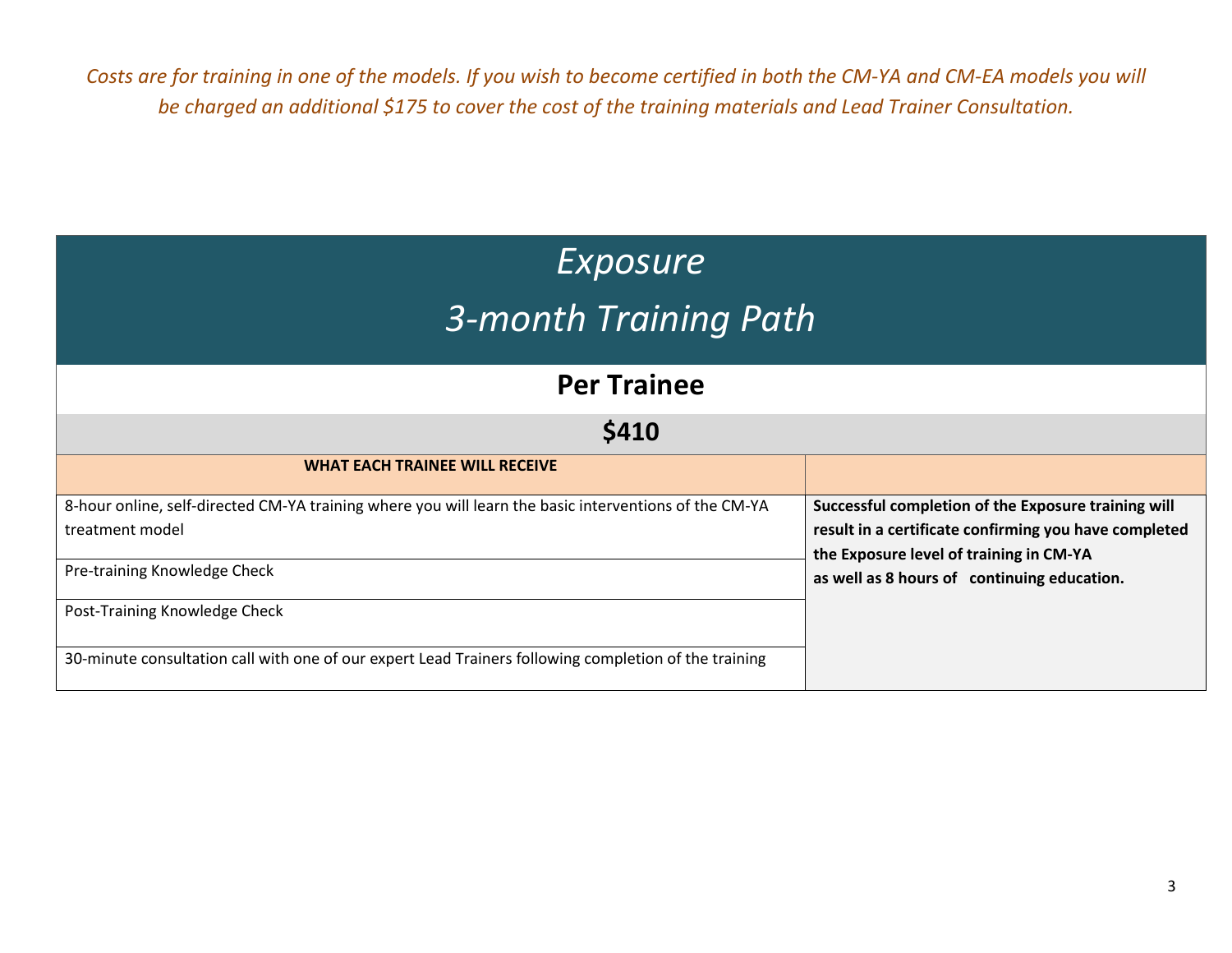*Costs are for training in one of the models. If you wish to become certified in both the CM-YA and CM-EA models you will be charged an additional $175 to cover the cost of the training materials and Lead Trainer Consultation.*

| *Exposure* *3-month Training Path* | |
| --- | --- |
| **Per Trainee** | |
| **$410** | |
| **WHAT EACH TRAINEE WILL RECEIVE** | |
| 8-hour online, self-directed CM-YA training where you will learn the basic interventions of the CM-YA treatment model | **Successful completion of the Exposure training will result in a certificate confirming you have completed the Exposure level of training in CM-YA as well as 8 hours of continuing education.** |
| Pre-training Knowledge Check | |
| Post-Training Knowledge Check | |
| 30-minute consultation call with one of our expert Lead Trainers following completion of the training | |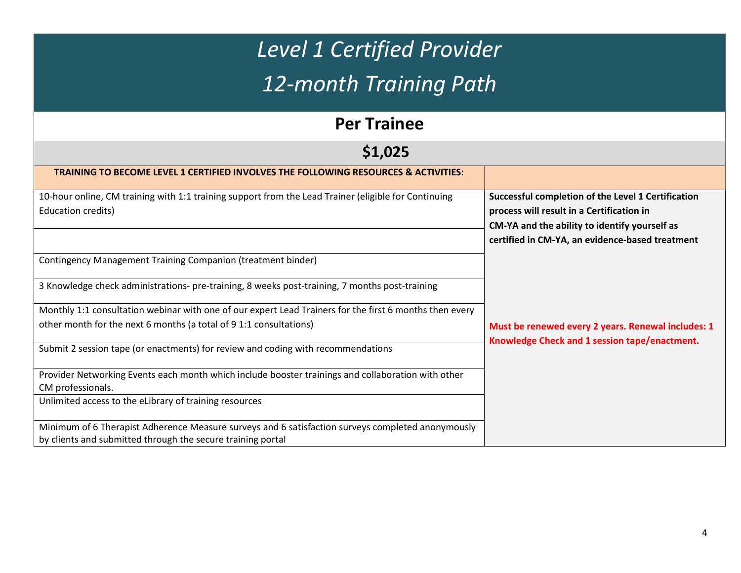# *Level 1 Certified Provider*
# *12-month Training Path*

## Per Trainee

## $1,025

| **TRAINING TO BECOME LEVEL 1 CERTIFIED INVOLVES THE FOLLOWING RESOURCES & ACTIVITIES:** | |
|---|---|
| 10-hour online, CM training with 1:1 training support from the Lead Trainer (eligible for Continuing Education credits) | **Successful completion of the Level 1 Certification process will result in a Certification in CM-YA and the ability to identify yourself as certified in CM-YA, an evidence-based treatment** |
| | |
| Contingency Management Training Companion (treatment binder) | |
| 3 Knowledge check administrations- pre-training, 8 weeks post-training, 7 months post-training | |
| Monthly 1:1 consultation webinar with one of our expert Lead Trainers for the first 6 months then every other month for the next 6 months (a total of 9 1:1 consultations) | **Must be renewed every 2 years. Renewal includes: 1 Knowledge Check and 1 session tape/enactment.** |
| Submit 2 session tape (or enactments) for review and coding with recommendations | |
| Provider Networking Events each month which include booster trainings and collaboration with other CM professionals. | |
| Unlimited access to the eLibrary of training resources | |
| Minimum of 6 Therapist Adherence Measure surveys and 6 satisfaction surveys completed anonymously by clients and submitted through the secure training portal | |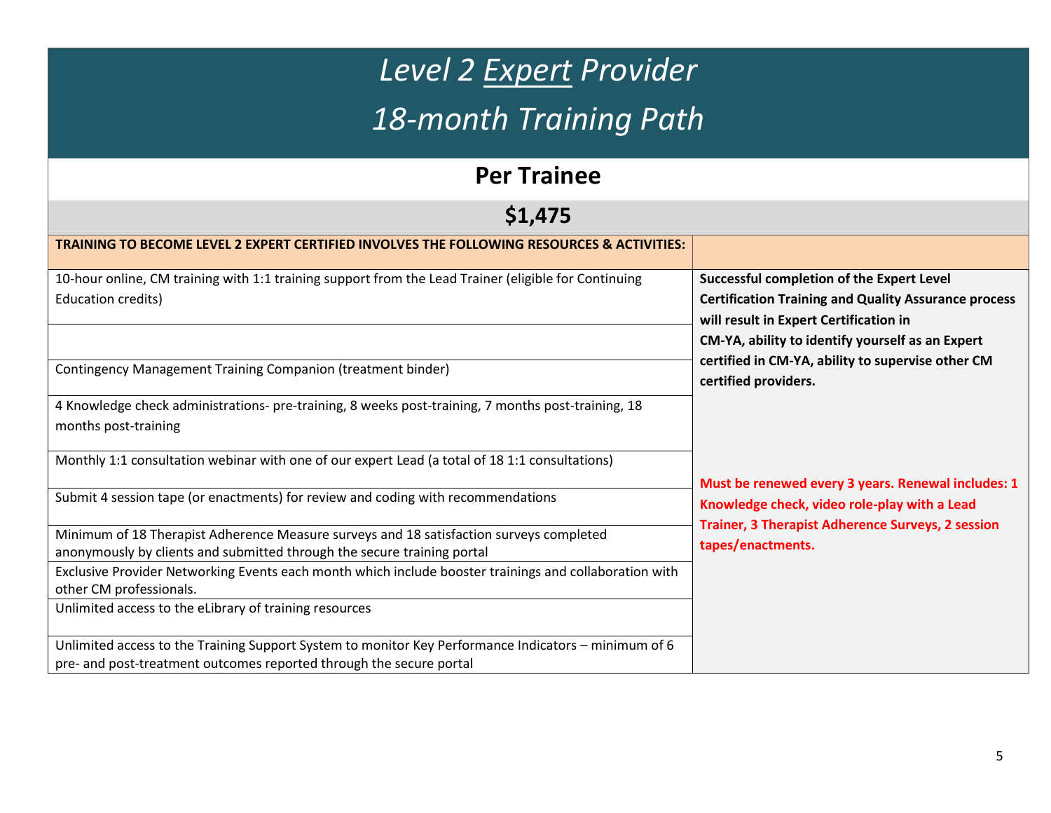# *Level 2 Expert Provider*

# *18-month Training Path*

## Per Trainee

## $1,475

| TRAINING TO BECOME LEVEL 2 EXPERT CERTIFIED INVOLVES THE FOLLOWING RESOURCES & ACTIVITIES: | |
|---|---|
| 10-hour online, CM training with 1:1 training support from the Lead Trainer (eligible for Continuing Education credits) | **Successful completion of the Expert Level Certification Training and Quality Assurance process will result in Expert Certification in CM-YA, ability to identify yourself as an Expert certified in CM-YA, ability to supervise other CM certified providers.** |
| | |
| Contingency Management Training Companion (treatment binder) | |
| 4 Knowledge check administrations- pre-training, 8 weeks post-training, 7 months post-training, 18 months post-training | |
| Monthly 1:1 consultation webinar with one of our expert Lead (a total of 18 1:1 consultations) | **Must be renewed every 3 years. Renewal includes: 1 Knowledge check, video role-play with a Lead Trainer, 3 Therapist Adherence Surveys, 2 session tapes/enactments.** |
| Submit 4 session tape (or enactments) for review and coding with recommendations | |
| Minimum of 18 Therapist Adherence Measure surveys and 18 satisfaction surveys completed anonymously by clients and submitted through the secure training portal | |
| Exclusive Provider Networking Events each month which include booster trainings and collaboration with other CM professionals. | |
| Unlimited access to the eLibrary of training resources | |
| Unlimited access to the Training Support System to monitor Key Performance Indicators – minimum of 6 pre- and post-treatment outcomes reported through the secure portal | |